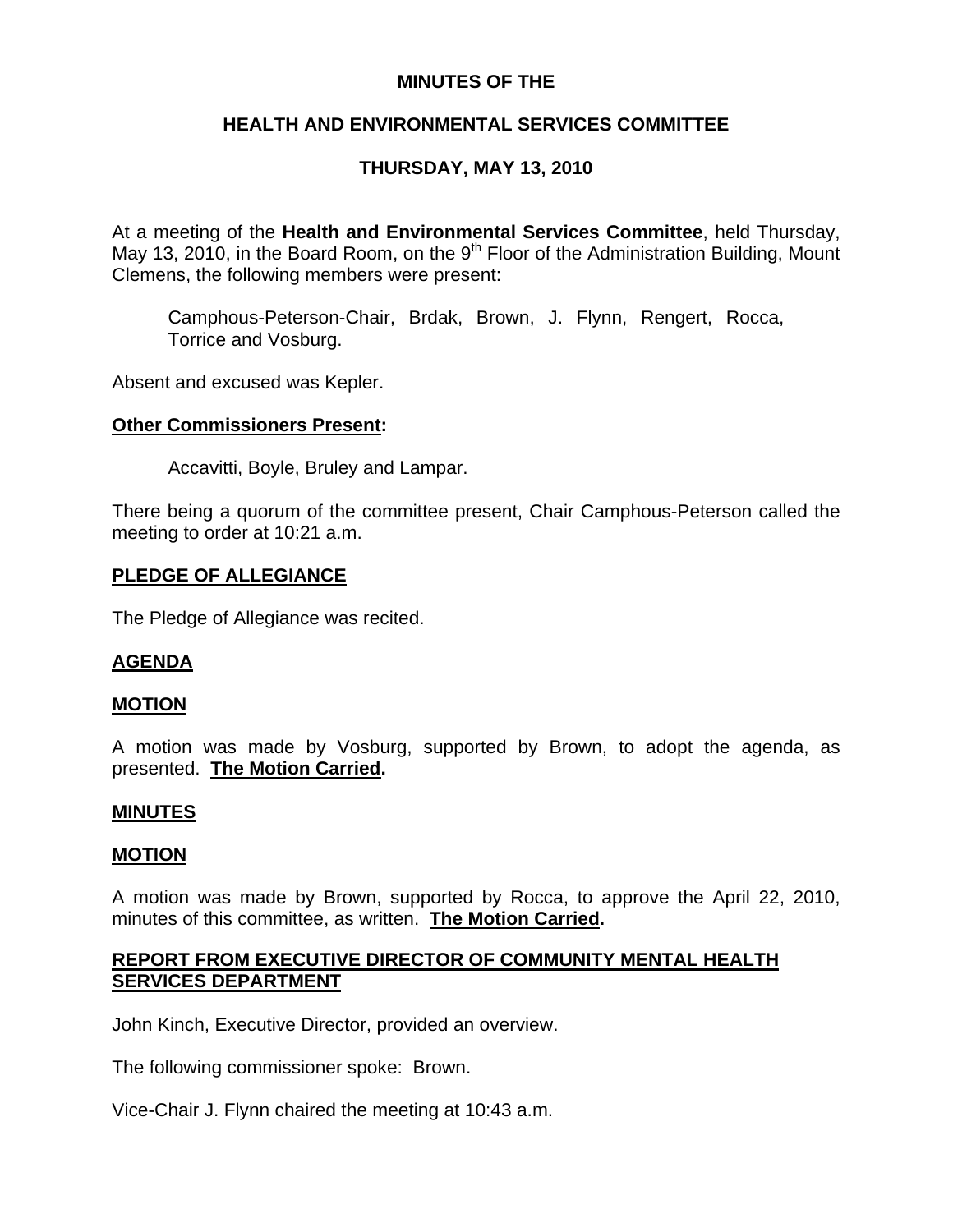**MINUTES OF THE**

**HEALTH AND ENVIRONMENTAL SERVICES COMMITTEE**

**THURSDAY, MAY 13, 2010**

At a meeting of the **Health and Environmental Services Committee**, held Thursday, May 13, 2010, in the Board Room, on the 9th Floor of the Administration Building, Mount Clemens, the following members were present:

> Camphous-Peterson-Chair, Brdak, Brown, J. Flynn, Rengert, Rocca, Torrice and Vosburg.

Absent and excused was Kepler.

**Other Commissioners Present:**

> Accavitti, Boyle, Bruley and Lampar.

There being a quorum of the committee present, Chair Camphous-Peterson called the meeting to order at 10:21 a.m.

**PLEDGE OF ALLEGIANCE**

The Pledge of Allegiance was recited.

**AGENDA**

**MOTION**

A motion was made by Vosburg, supported by Brown, to adopt the agenda, as presented. **The Motion Carried.**

**MINUTES**

**MOTION**

A motion was made by Brown, supported by Rocca, to approve the April 22, 2010, minutes of this committee, as written. **The Motion Carried.**

**REPORT FROM EXECUTIVE DIRECTOR OF COMMUNITY MENTAL HEALTH SERVICES DEPARTMENT**

John Kinch, Executive Director, provided an overview.

The following commissioner spoke: Brown.

Vice-Chair J. Flynn chaired the meeting at 10:43 a.m.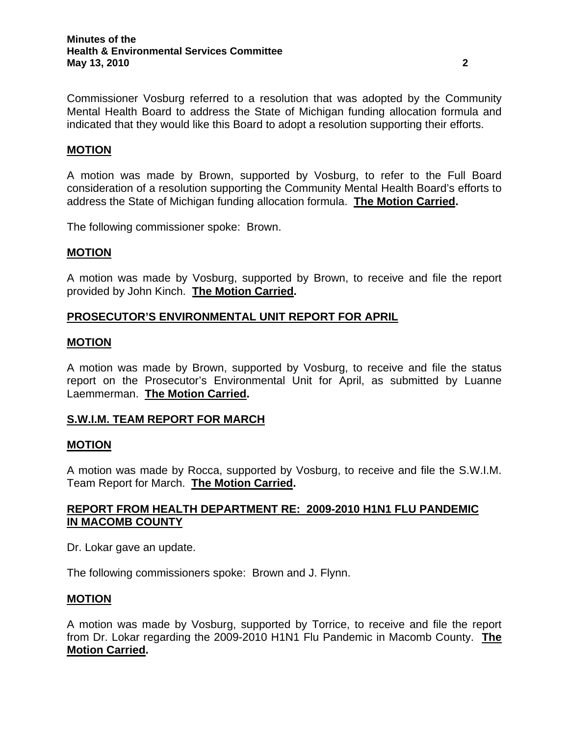Commissioner Vosburg referred to a resolution that was adopted by the Community Mental Health Board to address the State of Michigan funding allocation formula and indicated that they would like this Board to adopt a resolution supporting their efforts.

**MOTION**

A motion was made by Brown, supported by Vosburg, to refer to the Full Board consideration of a resolution supporting the Community Mental Health Board's efforts to address the State of Michigan funding allocation formula. **The Motion Carried.**

The following commissioner spoke: Brown.

**MOTION**

A motion was made by Vosburg, supported by Brown, to receive and file the report provided by John Kinch. **The Motion Carried.**

## PROSECUTOR'S ENVIRONMENTAL UNIT REPORT FOR APRIL

**MOTION**

A motion was made by Brown, supported by Vosburg, to receive and file the status report on the Prosecutor's Environmental Unit for April, as submitted by Luanne Laemmerman. **The Motion Carried.**

## S.W.I.M. TEAM REPORT FOR MARCH

**MOTION**

A motion was made by Rocca, supported by Vosburg, to receive and file the S.W.I.M. Team Report for March. **The Motion Carried.**

## REPORT FROM HEALTH DEPARTMENT RE: 2009-2010 H1N1 FLU PANDEMIC IN MACOMB COUNTY

Dr. Lokar gave an update.

The following commissioners spoke: Brown and J. Flynn.

**MOTION**

A motion was made by Vosburg, supported by Torrice, to receive and file the report from Dr. Lokar regarding the 2009-2010 H1N1 Flu Pandemic in Macomb County. **The Motion Carried.**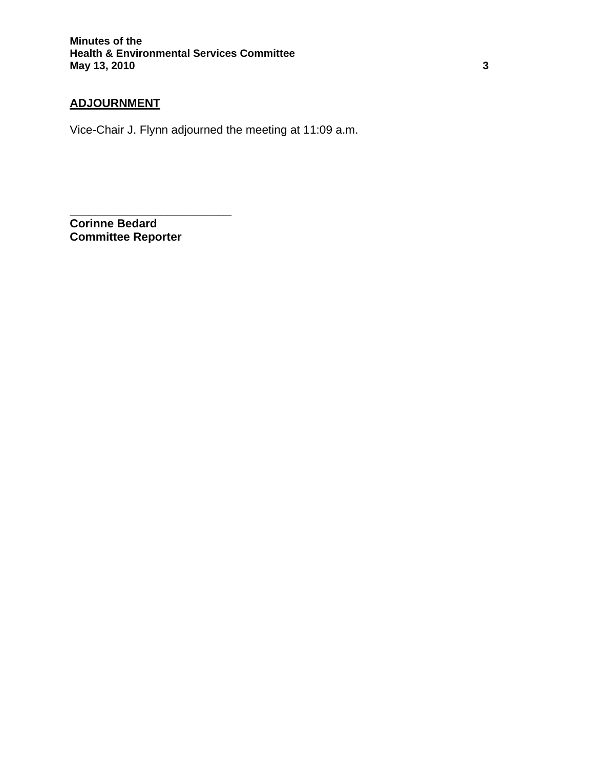## ADJOURNMENT

Vice-Chair J. Flynn adjourned the meeting at 11:09 a.m.

\_\_\_\_\_\_\_\_\_\_\_\_\_\_\_\_\_\_\_\_\_\_\_\_\_\_

**Corinne Bedard**
**Committee Reporter**